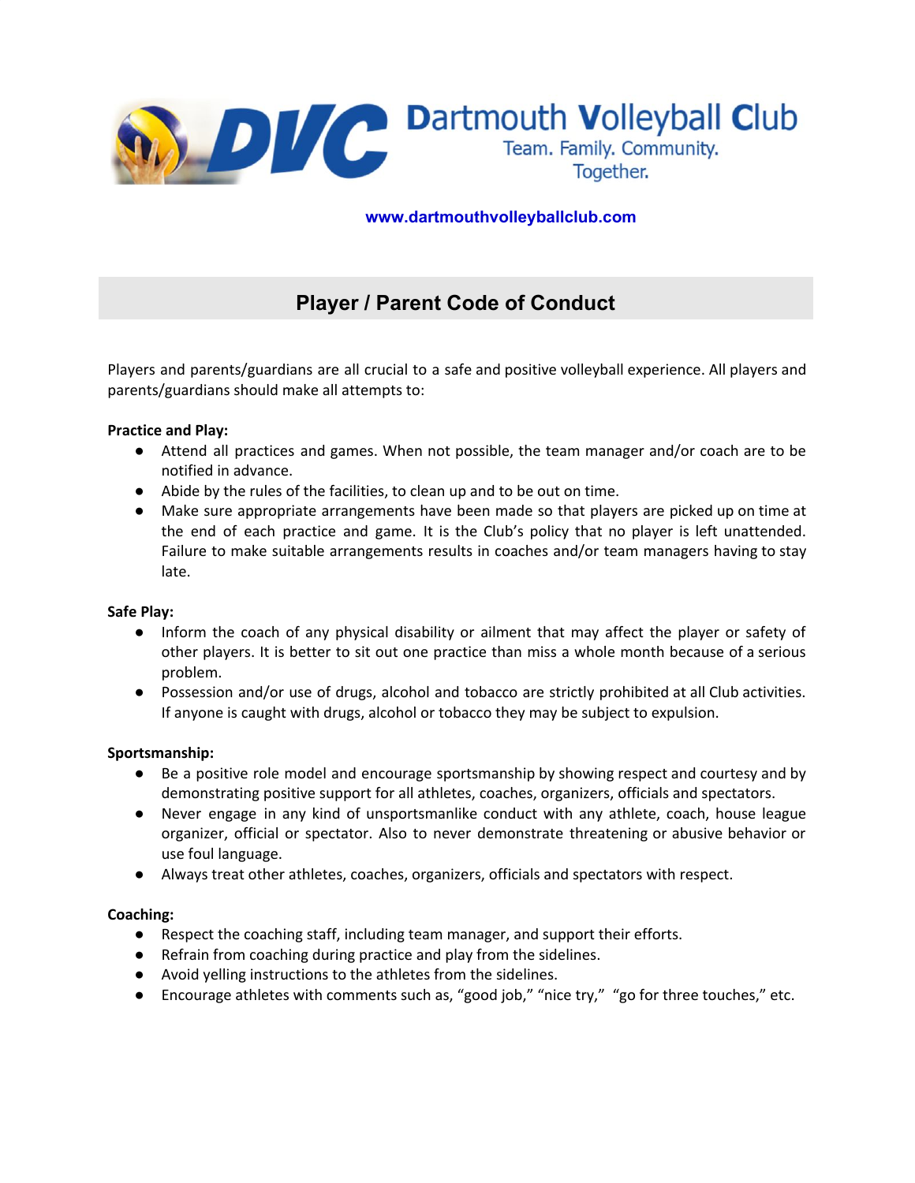# DVC Dartmouth Volleyball Club

Team. Family. Community. Together.

www.dartmouthvolleyballclub.com

## Player / Parent Code of Conduct

Players and parents/guardians are all crucial to a safe and positive volleyball experience. All players and parents/guardians should make all attempts to:

**Practice and Play:**

- Attend all practices and games. When not possible, the team manager and/or coach are to be notified in advance.
- Abide by the rules of the facilities, to clean up and to be out on time.
- Make sure appropriate arrangements have been made so that players are picked up on time at the end of each practice and game. It is the Club's policy that no player is left unattended. Failure to make suitable arrangements results in coaches and/or team managers having to stay late.

**Safe Play:**

- Inform the coach of any physical disability or ailment that may affect the player or safety of other players. It is better to sit out one practice than miss a whole month because of a serious problem.
- Possession and/or use of drugs, alcohol and tobacco are strictly prohibited at all Club activities. If anyone is caught with drugs, alcohol or tobacco they may be subject to expulsion.

**Sportsmanship:**

- Be a positive role model and encourage sportsmanship by showing respect and courtesy and by demonstrating positive support for all athletes, coaches, organizers, officials and spectators.
- Never engage in any kind of unsportsmanlike conduct with any athlete, coach, house league organizer, official or spectator. Also to never demonstrate threatening or abusive behavior or use foul language.
- Always treat other athletes, coaches, organizers, officials and spectators with respect.

**Coaching:**

- Respect the coaching staff, including team manager, and support their efforts.
- Refrain from coaching during practice and play from the sidelines.
- Avoid yelling instructions to the athletes from the sidelines.
- Encourage athletes with comments such as, "good job," "nice try," "go for three touches," etc.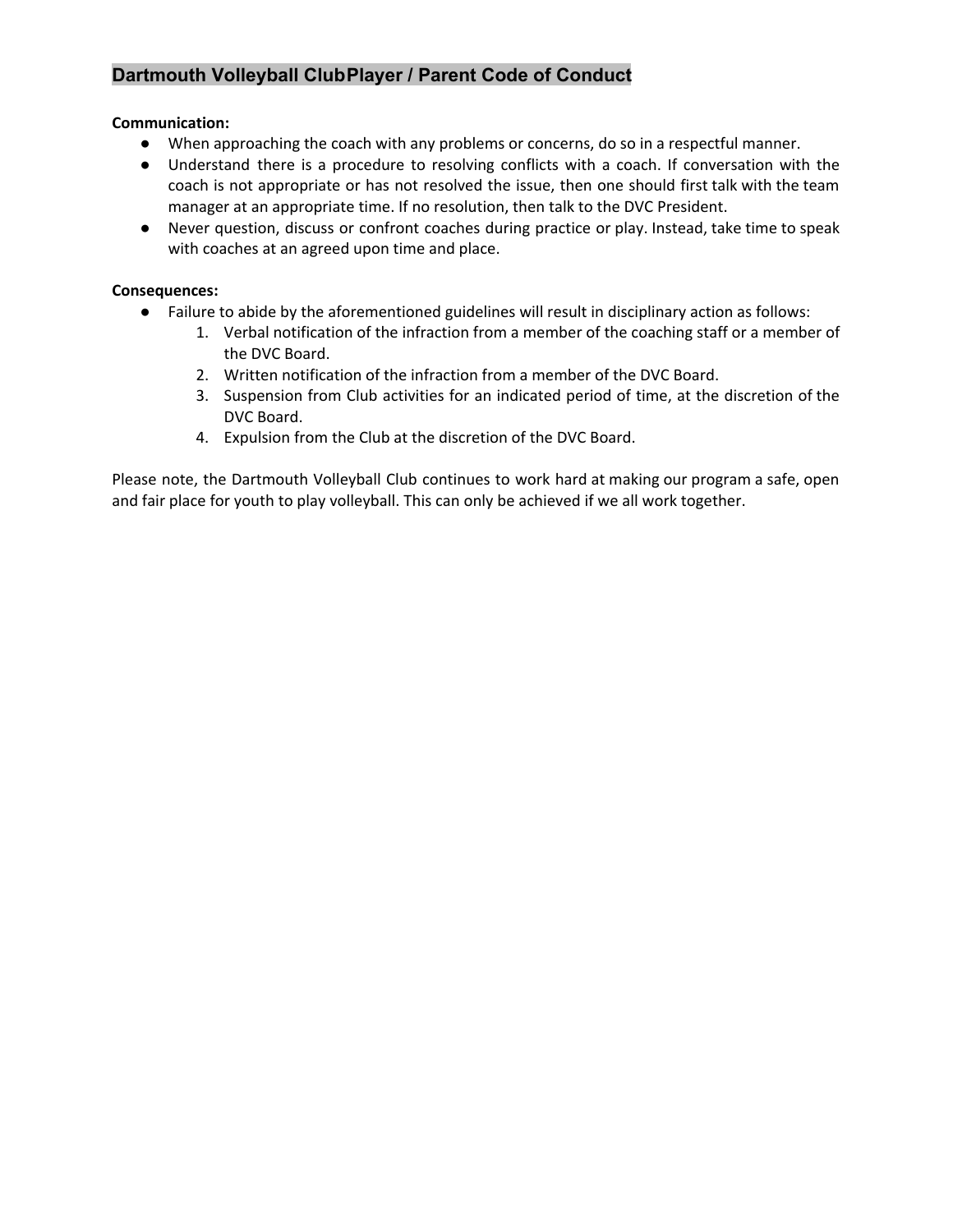## Dartmouth Volleyball ClubPlayer / Parent Code of Conduct

**Communication:**

- When approaching the coach with any problems or concerns, do so in a respectful manner.
- Understand there is a procedure to resolving conflicts with a coach. If conversation with the coach is not appropriate or has not resolved the issue, then one should first talk with the team manager at an appropriate time. If no resolution, then talk to the DVC President.
- Never question, discuss or confront coaches during practice or play. Instead, take time to speak with coaches at an agreed upon time and place.

**Consequences:**

- Failure to abide by the aforementioned guidelines will result in disciplinary action as follows:
  1. Verbal notification of the infraction from a member of the coaching staff or a member of the DVC Board.
  2. Written notification of the infraction from a member of the DVC Board.
  3. Suspension from Club activities for an indicated period of time, at the discretion of the DVC Board.
  4. Expulsion from the Club at the discretion of the DVC Board.

Please note, the Dartmouth Volleyball Club continues to work hard at making our program a safe, open and fair place for youth to play volleyball. This can only be achieved if we all work together.